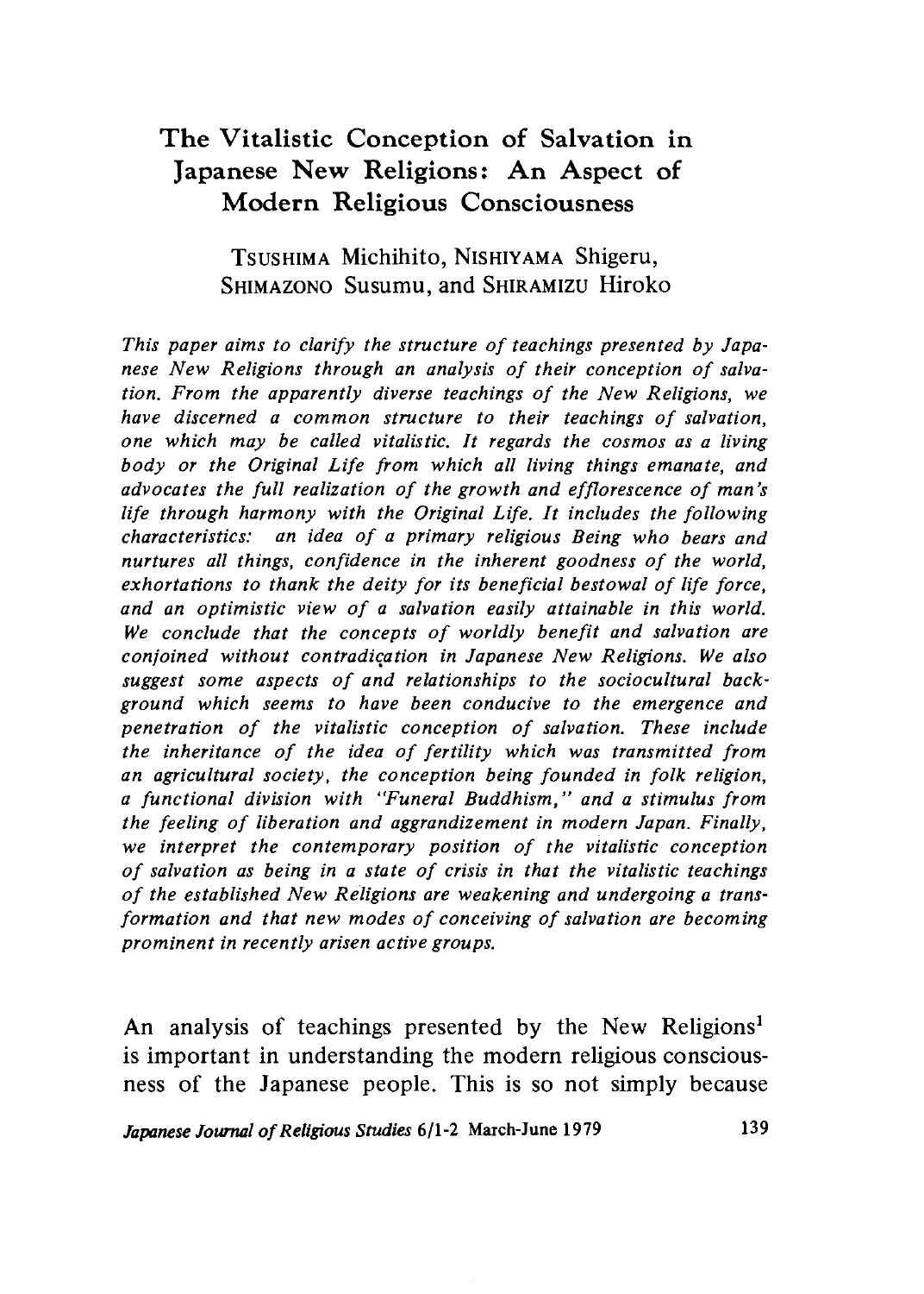# The Vitalistic Conception of Salvation in Japanese New Religions: An Aspect of Modern Religious Consciousness

TSUSHIMA Michihito, NISHIYAMA Shigeru, SHIMAZONO Susumu, and SHIRAMIZU Hiroko

*This paper aims to clarify the structure of teachings presented by Japanese New Religions through an analysis of their conception of salvation. From the apparently diverse teachings of the New Religions, we have discerned a common structure to their teachings of salvation, one which may be called vitalistic. It regards the cosmos as a living body or the Original Life from which all living things emanate, and advocates the full realization of the growth and efflorescence of man's life through harmony with the Original Life. It includes the following characteristics: an idea of a primary religious Being who bears and nurtures all things, confidence in the inherent goodness of the world, exhortations to thank the deity for its beneficial bestowal of life force, and an optimistic view of a salvation easily attainable in this world. We conclude that the concepts of worldly benefit and salvation are conjoined without contradication in Japanese New Religions. We also suggest some aspects of and relationships to the sociocultural background which seems to have been conducive to the emergence and penetration of the vitalistic conception of salvation. These include the inheritance of the idea of fertility which was transmitted from an agricultural society, the conception being founded in folk religion, a functional division with "Funeral Buddhism," and a stimulus from the feeling of liberation and aggrandizement in modern Japan. Finally, we interpret the contemporary position of the vitalistic conception of salvation as being in a state of crisis in that the vitalistic teachings of the established New Religions are weakening and undergoing a transformation and that new modes of conceiving of salvation are becoming prominent in recently arisen active groups.*

An analysis of teachings presented by the New Religions[1] is important in understanding the modern religious consciousness of the Japanese people. This is so not simply because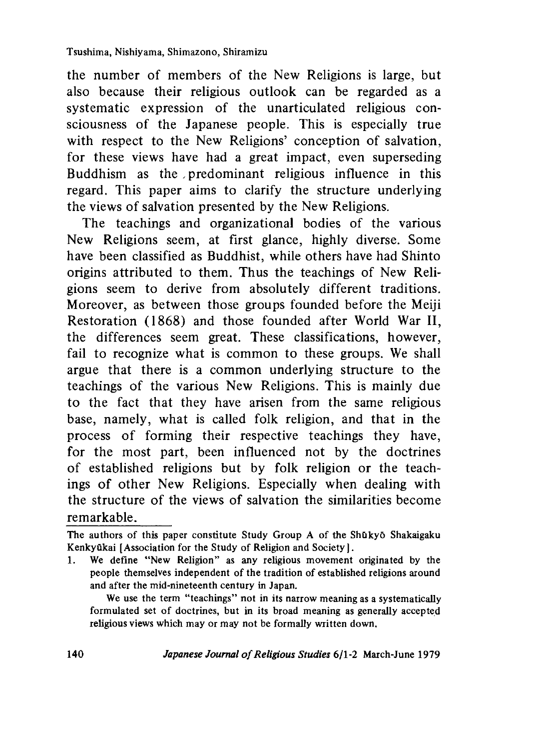the number of members of the New Religions is large, but also because their religious outlook can be regarded as a systematic expression of the unarticulated religious consciousness of the Japanese people. This is especially true with respect to the New Religions' conception of salvation, for these views have had a great impact, even superseding Buddhism as the predominant religious influence in this regard. This paper aims to clarify the structure underlying the views of salvation presented by the New Religions.

The teachings and organizational bodies of the various New Religions seem, at first glance, highly diverse. Some have been classified as Buddhist, while others have had Shinto origins attributed to them. Thus the teachings of New Religions seem to derive from absolutely different traditions. Moreover, as between those groups founded before the Meiji Restoration (1868) and those founded after World War II, the differences seem great. These classifications, however, fail to recognize what is common to these groups. We shall argue that there is a common underlying structure to the teachings of the various New Religions. This is mainly due to the fact that they have arisen from the same religious base, namely, what is called folk religion, and that in the process of forming their respective teachings they have, for the most part, been influenced not by the doctrines of established religions but by folk religion or the teachings of other New Religions. Especially when dealing with the structure of the views of salvation the similarities become remarkable.

---

The authors of this paper constitute Study Group A of the Shūkyō Shakaigaku Kenkyūkai [Association for the Study of Religion and Society].

1. We define "New Religion" as any religious movement originated by the people themselves independent of the tradition of established religions around and after the mid-nineteenth century in Japan.

   We use the term "teachings" not in its narrow meaning as a systematically formulated set of doctrines, but in its broad meaning as generally accepted religious views which may or may not be formally written down.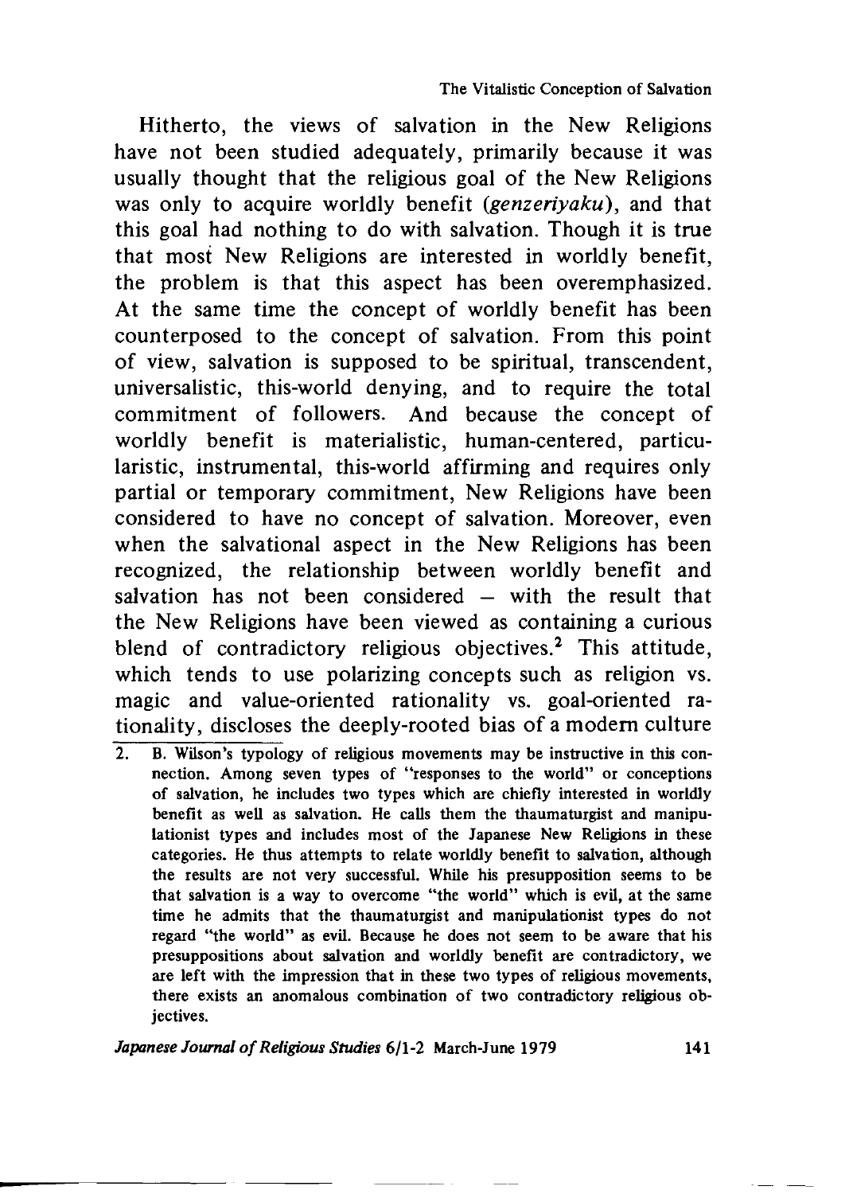Hitherto, the views of salvation in the New Religions have not been studied adequately, primarily because it was usually thought that the religious goal of the New Religions was only to acquire worldly benefit (*genzeriyaku*), and that this goal had nothing to do with salvation. Though it is true that most New Religions are interested in worldly benefit, the problem is that this aspect has been overemphasized. At the same time the concept of worldly benefit has been counterposed to the concept of salvation. From this point of view, salvation is supposed to be spiritual, transcendent, universalistic, this-world denying, and to require the total commitment of followers. And because the concept of worldly benefit is materialistic, human-centered, particularistic, instrumental, this-world affirming and requires only partial or temporary commitment, New Religions have been considered to have no concept of salvation. Moreover, even when the salvational aspect in the New Religions has been recognized, the relationship between worldly benefit and salvation has not been considered – with the result that the New Religions have been viewed as containing a curious blend of contradictory religious objectives.[2] This attitude, which tends to use polarizing concepts such as religion vs. magic and value-oriented rationality vs. goal-oriented rationality, discloses the deeply-rooted bias of a modern culture

2. B. Wilson's typology of religious movements may be instructive in this connection. Among seven types of "responses to the world" or conceptions of salvation, he includes two types which are chiefly interested in worldly benefit as well as salvation. He calls them the thaumaturgist and manipulationist types and includes most of the Japanese New Religions in these categories. He thus attempts to relate worldly benefit to salvation, although the results are not very successful. While his presupposition seems to be that salvation is a way to overcome "the world" which is evil, at the same time he admits that the thaumaturgist and manipulationist types do not regard "the world" as evil. Because he does not seem to be aware that his presuppositions about salvation and worldly benefit are contradictory, we are left with the impression that in these two types of religious movements, there exists an anomalous combination of two contradictory religious objectives.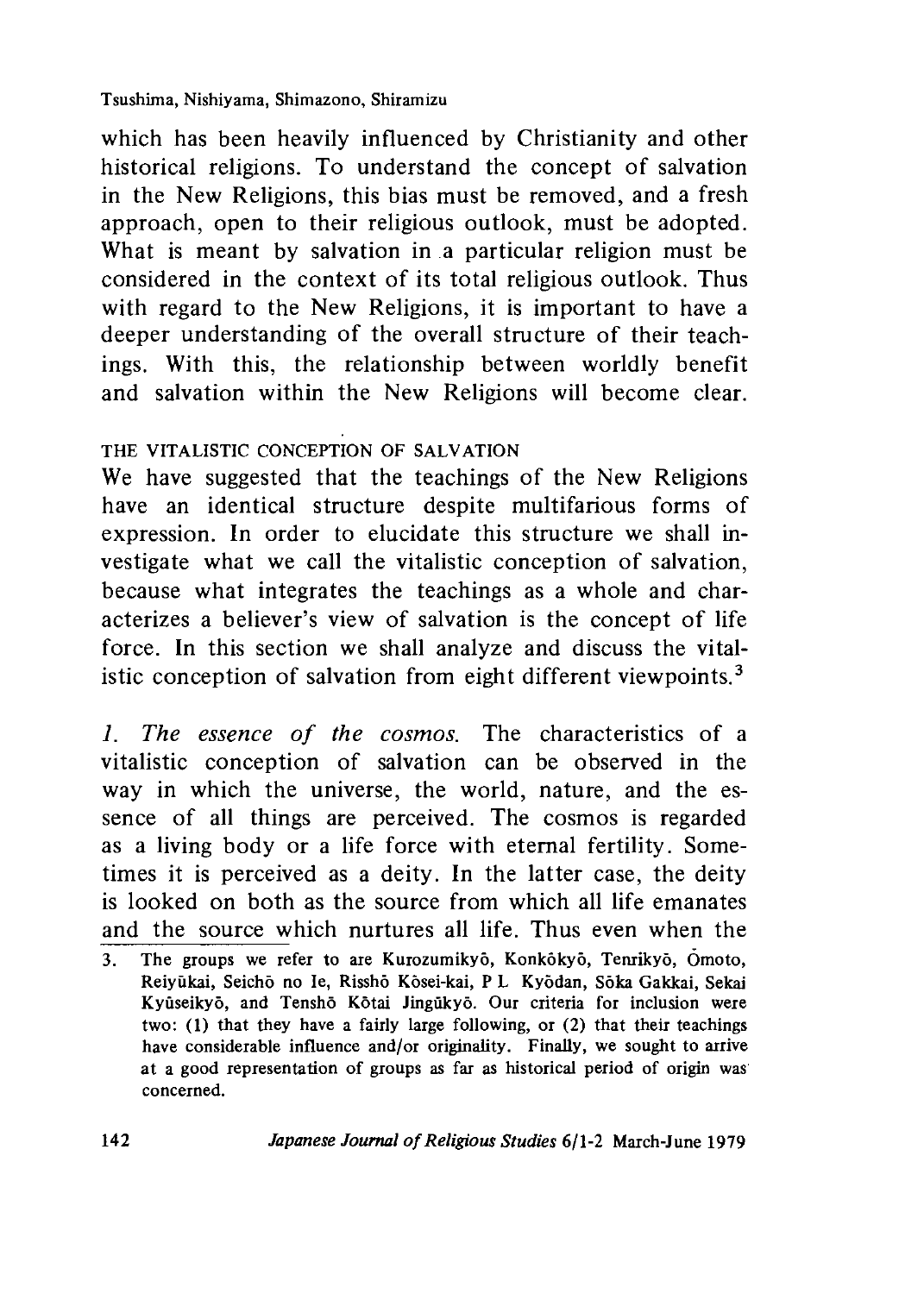which has been heavily influenced by Christianity and other historical religions. To understand the concept of salvation in the New Religions, this bias must be removed, and a fresh approach, open to their religious outlook, must be adopted. What is meant by salvation in a particular religion must be considered in the context of its total religious outlook. Thus with regard to the New Religions, it is important to have a deeper understanding of the overall structure of their teachings. With this, the relationship between worldly benefit and salvation within the New Religions will become clear.

## THE VITALISTIC CONCEPTION OF SALVATION

We have suggested that the teachings of the New Religions have an identical structure despite multifarious forms of expression. In order to elucidate this structure we shall investigate what we call the vitalistic conception of salvation, because what integrates the teachings as a whole and characterizes a believer's view of salvation is the concept of life force. In this section we shall analyze and discuss the vitalistic conception of salvation from eight different viewpoints.[3]

*1. The essence of the cosmos.* The characteristics of a vitalistic conception of salvation can be observed in the way in which the universe, the world, nature, and the essence of all things are perceived. The cosmos is regarded as a living body or a life force with eternal fertility. Sometimes it is perceived as a deity. In the latter case, the deity is looked on both as the source from which all life emanates and the source which nurtures all life. Thus even when the

3. The groups we refer to are Kurozumikyō, Konkōkyō, Tenrikyō, Ōmoto, Reiyūkai, Seichō no Ie, Risshō Kōsei-kai, P L Kyōdan, Sōka Gakkai, Sekai Kyūseikyō, and Tenshō Kōtai Jingūkyō. Our criteria for inclusion were two: (1) that they have a fairly large following, or (2) that their teachings have considerable influence and/or originality. Finally, we sought to arrive at a good representation of groups as far as historical period of origin was concerned.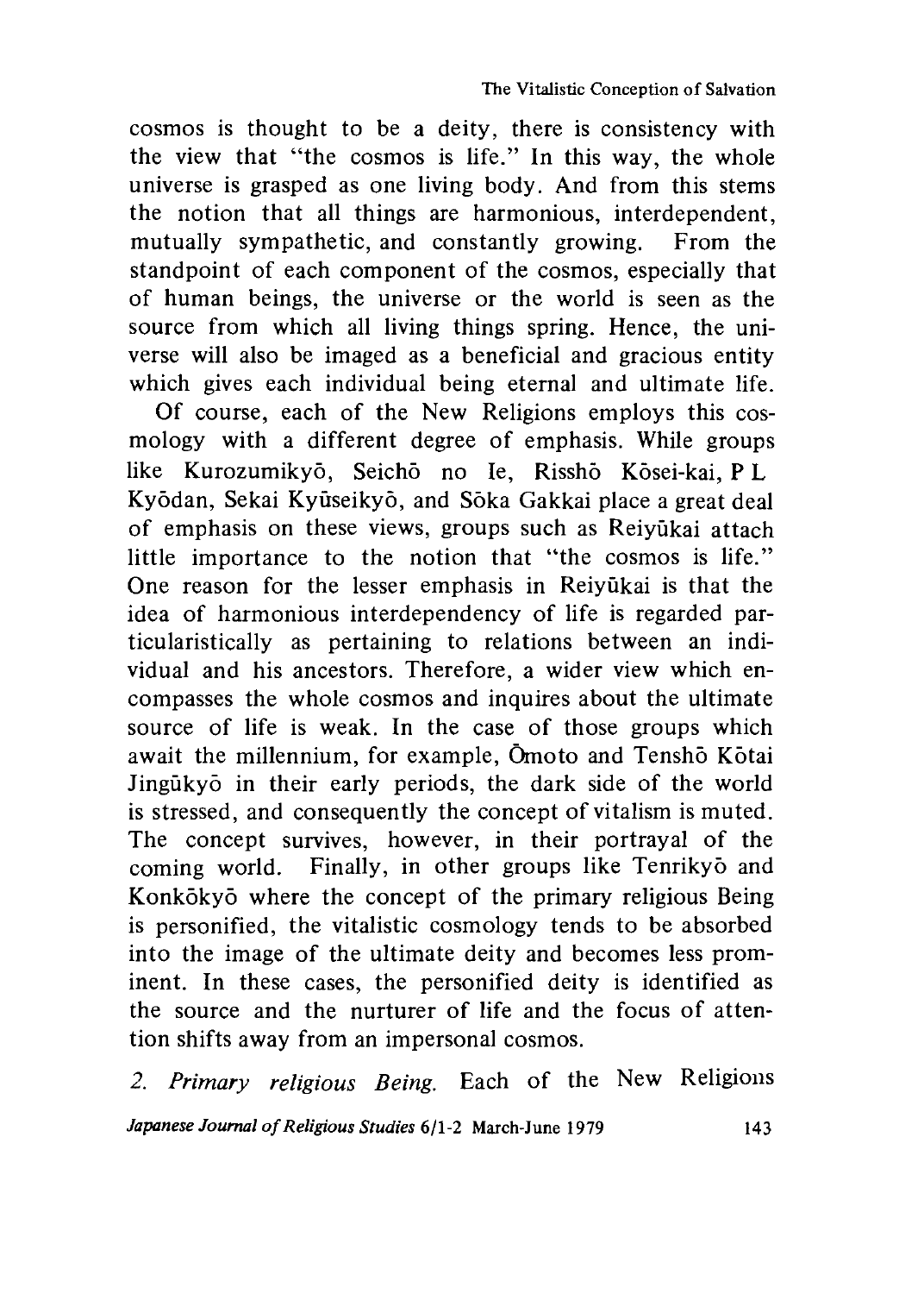cosmos is thought to be a deity, there is consistency with the view that "the cosmos is life." In this way, the whole universe is grasped as one living body. And from this stems the notion that all things are harmonious, interdependent, mutually sympathetic, and constantly growing. From the standpoint of each component of the cosmos, especially that of human beings, the universe or the world is seen as the source from which all living things spring. Hence, the universe will also be imaged as a beneficial and gracious entity which gives each individual being eternal and ultimate life.

Of course, each of the New Religions employs this cosmology with a different degree of emphasis. While groups like Kurozumikyō, Seichō no Ie, Risshō Kōsei-kai, P L Kyōdan, Sekai Kyūseikyō, and Sōka Gakkai place a great deal of emphasis on these views, groups such as Reiyūkai attach little importance to the notion that "the cosmos is life." One reason for the lesser emphasis in Reiyūkai is that the idea of harmonious interdependency of life is regarded particularistically as pertaining to relations between an individual and his ancestors. Therefore, a wider view which encompasses the whole cosmos and inquires about the ultimate source of life is weak. In the case of those groups which await the millennium, for example, Ōmoto and Tenshō Kōtai Jingūkyō in their early periods, the dark side of the world is stressed, and consequently the concept of vitalism is muted. The concept survives, however, in their portrayal of the coming world. Finally, in other groups like Tenrikyō and Konkōkyō where the concept of the primary religious Being is personified, the vitalistic cosmology tends to be absorbed into the image of the ultimate deity and becomes less prominent. In these cases, the personified deity is identified as the source and the nurturer of life and the focus of attention shifts away from an impersonal cosmos.

*2. Primary religious Being.* Each of the New Religions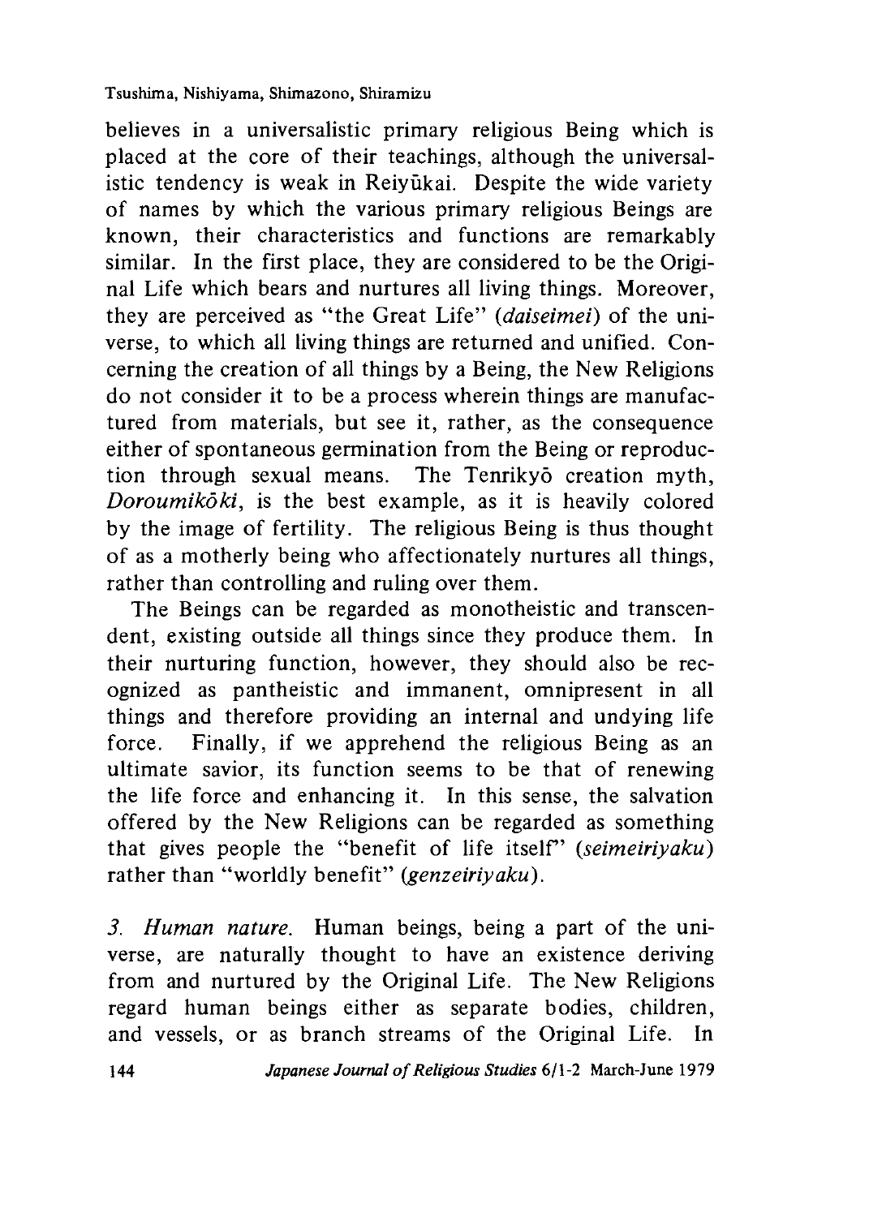believes in a universalistic primary religious Being which is placed at the core of their teachings, although the universalistic tendency is weak in Reiyūkai. Despite the wide variety of names by which the various primary religious Beings are known, their characteristics and functions are remarkably similar. In the first place, they are considered to be the Original Life which bears and nurtures all living things. Moreover, they are perceived as "the Great Life" (*daiseimei*) of the universe, to which all living things are returned and unified. Concerning the creation of all things by a Being, the New Religions do not consider it to be a process wherein things are manufactured from materials, but see it, rather, as the consequence either of spontaneous germination from the Being or reproduction through sexual means. The Tenrikyō creation myth, *Doroumikōki*, is the best example, as it is heavily colored by the image of fertility. The religious Being is thus thought of as a motherly being who affectionately nurtures all things, rather than controlling and ruling over them.

The Beings can be regarded as monotheistic and transcendent, existing outside all things since they produce them. In their nurturing function, however, they should also be recognized as pantheistic and immanent, omnipresent in all things and therefore providing an internal and undying life force. Finally, if we apprehend the religious Being as an ultimate savior, its function seems to be that of renewing the life force and enhancing it. In this sense, the salvation offered by the New Religions can be regarded as something that gives people the "benefit of life itself" (*seimeiriyaku*) rather than "worldly benefit" (*genzeiriyaku*).

*3. Human nature.* Human beings, being a part of the universe, are naturally thought to have an existence deriving from and nurtured by the Original Life. The New Religions regard human beings either as separate bodies, children, and vessels, or as branch streams of the Original Life. In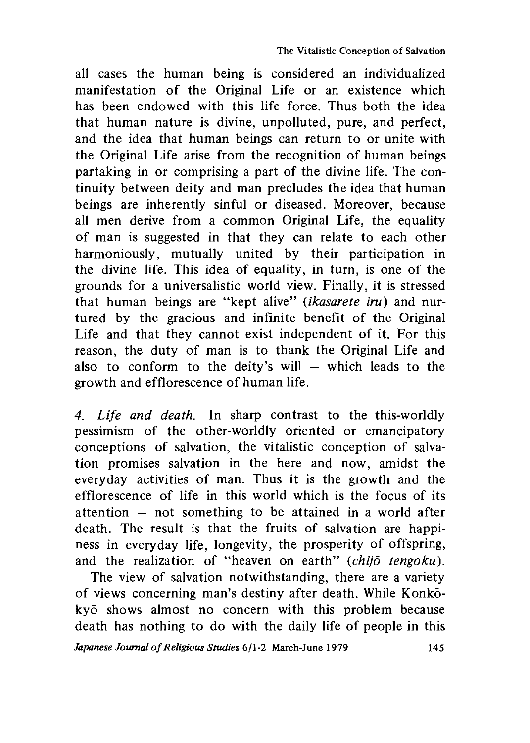all cases the human being is considered an individualized manifestation of the Original Life or an existence which has been endowed with this life force. Thus both the idea that human nature is divine, unpolluted, pure, and perfect, and the idea that human beings can return to or unite with the Original Life arise from the recognition of human beings partaking in or comprising a part of the divine life. The continuity between deity and man precludes the idea that human beings are inherently sinful or diseased. Moreover, because all men derive from a common Original Life, the equality of man is suggested in that they can relate to each other harmoniously, mutually united by their participation in the divine life. This idea of equality, in turn, is one of the grounds for a universalistic world view. Finally, it is stressed that human beings are "kept alive" (*ikasarete iru*) and nurtured by the gracious and infinite benefit of the Original Life and that they cannot exist independent of it. For this reason, the duty of man is to thank the Original Life and also to conform to the deity's will – which leads to the growth and efflorescence of human life.

*4. Life and death.* In sharp contrast to the this-worldly pessimism of the other-worldly oriented or emancipatory conceptions of salvation, the vitalistic conception of salvation promises salvation in the here and now, amidst the everyday activities of man. Thus it is the growth and the efflorescence of life in this world which is the focus of its attention – not something to be attained in a world after death. The result is that the fruits of salvation are happiness in everyday life, longevity, the prosperity of offspring, and the realization of "heaven on earth" (*chijō tengoku*).

The view of salvation notwithstanding, there are a variety of views concerning man's destiny after death. While Konkōkyō shows almost no concern with this problem because death has nothing to do with the daily life of people in this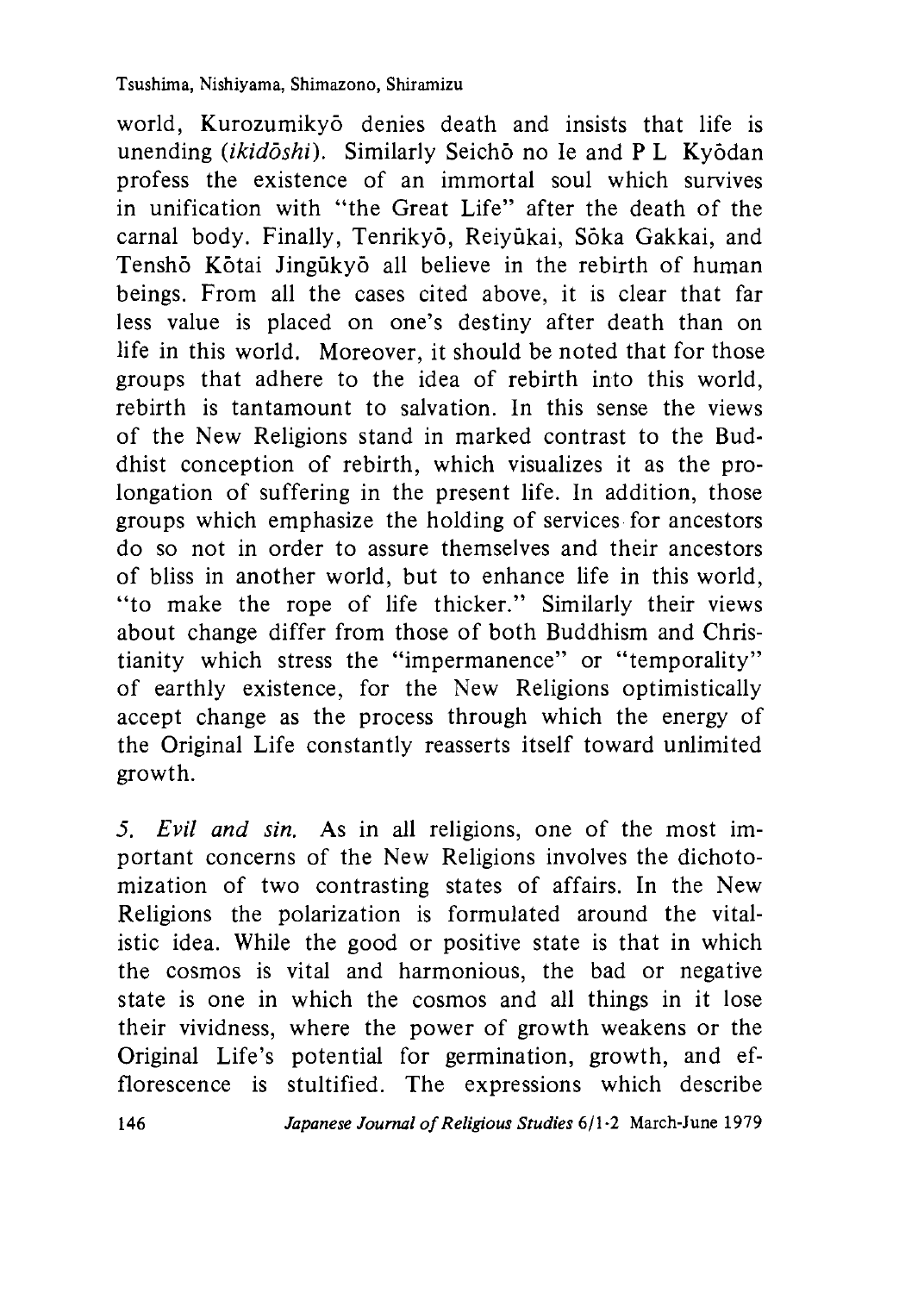world, Kurozumikyō denies death and insists that life is unending (*ikidōshi*). Similarly Seichō no Ie and P L Kyōdan profess the existence of an immortal soul which survives in unification with "the Great Life" after the death of the carnal body. Finally, Tenrikyō, Reiyūkai, Sōka Gakkai, and Tenshō Kōtai Jingūkyō all believe in the rebirth of human beings. From all the cases cited above, it is clear that far less value is placed on one's destiny after death than on life in this world. Moreover, it should be noted that for those groups that adhere to the idea of rebirth into this world, rebirth is tantamount to salvation. In this sense the views of the New Religions stand in marked contrast to the Buddhist conception of rebirth, which visualizes it as the prolongation of suffering in the present life. In addition, those groups which emphasize the holding of services for ancestors do so not in order to assure themselves and their ancestors of bliss in another world, but to enhance life in this world, "to make the rope of life thicker." Similarly their views about change differ from those of both Buddhism and Christianity which stress the "impermanence" or "temporality" of earthly existence, for the New Religions optimistically accept change as the process through which the energy of the Original Life constantly reasserts itself toward unlimited growth.

*5. Evil and sin.* As in all religions, one of the most important concerns of the New Religions involves the dichotomization of two contrasting states of affairs. In the New Religions the polarization is formulated around the vitalistic idea. While the good or positive state is that in which the cosmos is vital and harmonious, the bad or negative state is one in which the cosmos and all things in it lose their vividness, where the power of growth weakens or the Original Life's potential for germination, growth, and efflorescence is stultified. The expressions which describe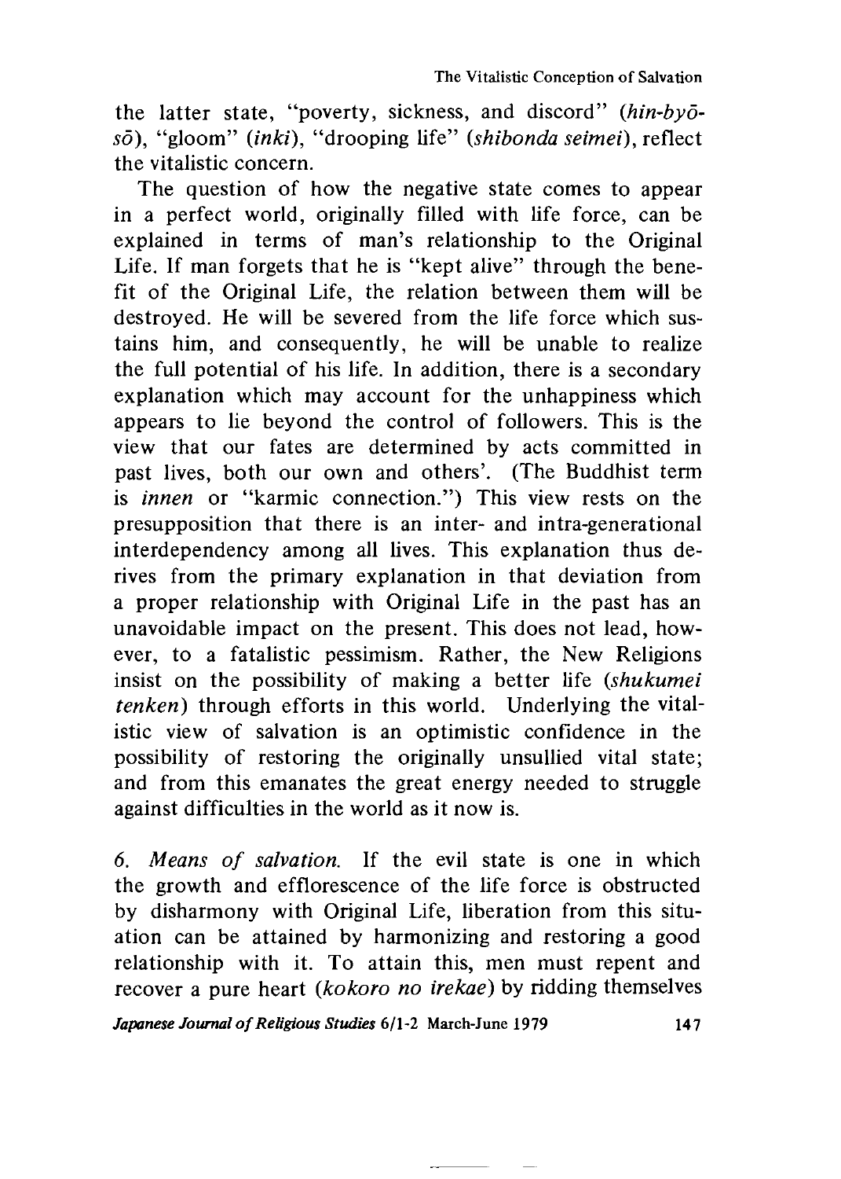the latter state, "poverty, sickness, and discord" (*hin-byō-sō*), "gloom" (*inki*), "drooping life" (*shibonda seimei*), reflect the vitalistic concern.

The question of how the negative state comes to appear in a perfect world, originally filled with life force, can be explained in terms of man's relationship to the Original Life. If man forgets that he is "kept alive" through the benefit of the Original Life, the relation between them will be destroyed. He will be severed from the life force which sustains him, and consequently, he will be unable to realize the full potential of his life. In addition, there is a secondary explanation which may account for the unhappiness which appears to lie beyond the control of followers. This is the view that our fates are determined by acts committed in past lives, both our own and others'. (The Buddhist term is *innen* or "karmic connection.") This view rests on the presupposition that there is an inter- and intra-generational interdependency among all lives. This explanation thus derives from the primary explanation in that deviation from a proper relationship with Original Life in the past has an unavoidable impact on the present. This does not lead, however, to a fatalistic pessimism. Rather, the New Religions insist on the possibility of making a better life (*shukumei tenken*) through efforts in this world. Underlying the vitalistic view of salvation is an optimistic confidence in the possibility of restoring the originally unsullied vital state; and from this emanates the great energy needed to struggle against difficulties in the world as it now is.

6. *Means of salvation.* If the evil state is one in which the growth and efflorescence of the life force is obstructed by disharmony with Original Life, liberation from this situation can be attained by harmonizing and restoring a good relationship with it. To attain this, men must repent and recover a pure heart (*kokoro no irekae*) by ridding themselves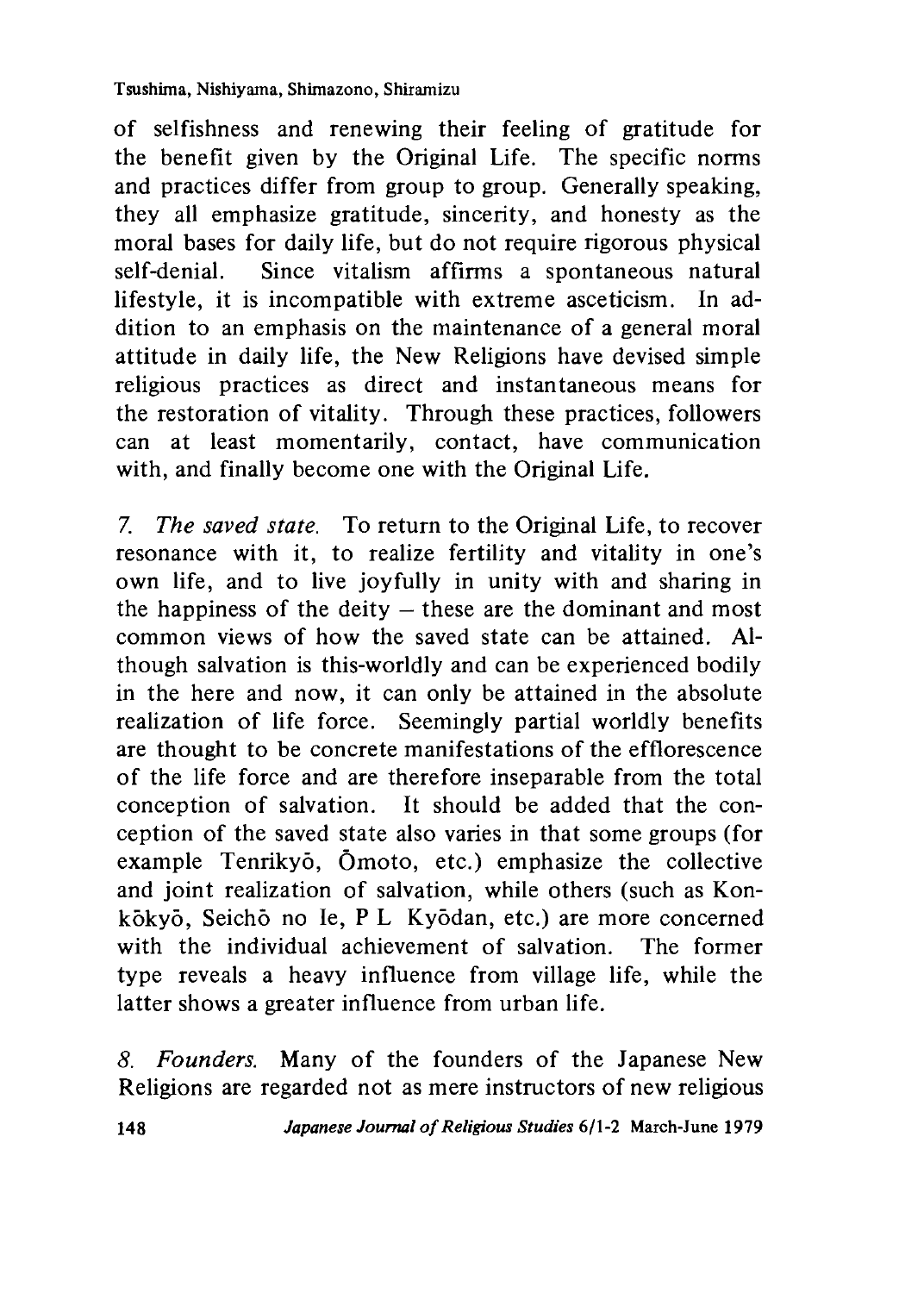of selfishness and renewing their feeling of gratitude for the benefit given by the Original Life. The specific norms and practices differ from group to group. Generally speaking, they all emphasize gratitude, sincerity, and honesty as the moral bases for daily life, but do not require rigorous physical self-denial. Since vitalism affirms a spontaneous natural lifestyle, it is incompatible with extreme asceticism. In addition to an emphasis on the maintenance of a general moral attitude in daily life, the New Religions have devised simple religious practices as direct and instantaneous means for the restoration of vitality. Through these practices, followers can at least momentarily, contact, have communication with, and finally become one with the Original Life.

*7. The saved state.* To return to the Original Life, to recover resonance with it, to realize fertility and vitality in one's own life, and to live joyfully in unity with and sharing in the happiness of the deity – these are the dominant and most common views of how the saved state can be attained. Although salvation is this-worldly and can be experienced bodily in the here and now, it can only be attained in the absolute realization of life force. Seemingly partial worldly benefits are thought to be concrete manifestations of the efflorescence of the life force and are therefore inseparable from the total conception of salvation. It should be added that the conception of the saved state also varies in that some groups (for example Tenrikyō, Ōmoto, etc.) emphasize the collective and joint realization of salvation, while others (such as Konkōkyō, Seichō no Ie, P L Kyōdan, etc.) are more concerned with the individual achievement of salvation. The former type reveals a heavy influence from village life, while the latter shows a greater influence from urban life.

*8. Founders.* Many of the founders of the Japanese New Religions are regarded not as mere instructors of new religious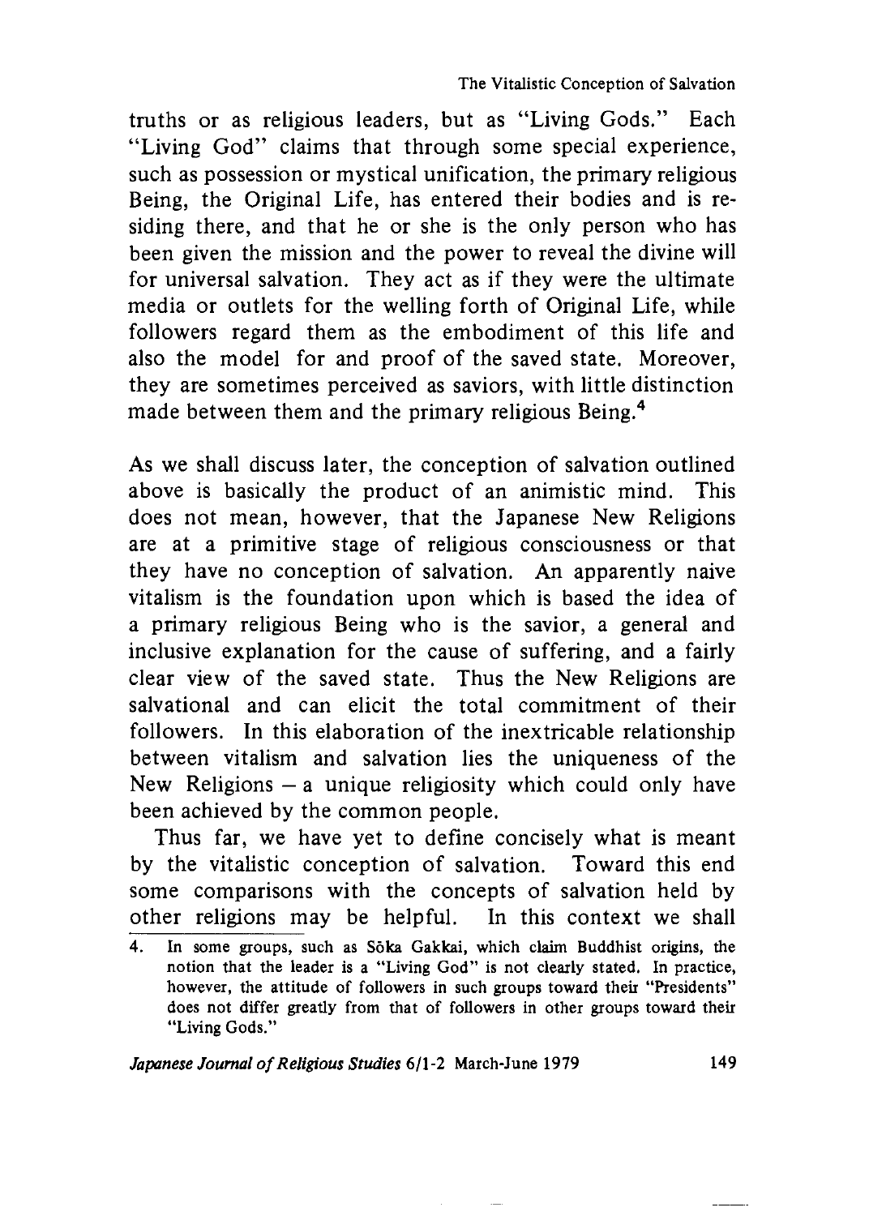truths or as religious leaders, but as "Living Gods." Each "Living God" claims that through some special experience, such as possession or mystical unification, the primary religious Being, the Original Life, has entered their bodies and is residing there, and that he or she is the only person who has been given the mission and the power to reveal the divine will for universal salvation. They act as if they were the ultimate media or outlets for the welling forth of Original Life, while followers regard them as the embodiment of this life and also the model for and proof of the saved state. Moreover, they are sometimes perceived as saviors, with little distinction made between them and the primary religious Being.[4]

As we shall discuss later, the conception of salvation outlined above is basically the product of an animistic mind. This does not mean, however, that the Japanese New Religions are at a primitive stage of religious consciousness or that they have no conception of salvation. An apparently naive vitalism is the foundation upon which is based the idea of a primary religious Being who is the savior, a general and inclusive explanation for the cause of suffering, and a fairly clear view of the saved state. Thus the New Religions are salvational and can elicit the total commitment of their followers. In this elaboration of the inextricable relationship between vitalism and salvation lies the uniqueness of the New Religions – a unique religiosity which could only have been achieved by the common people.

Thus far, we have yet to define concisely what is meant by the vitalistic conception of salvation. Toward this end some comparisons with the concepts of salvation held by other religions may be helpful. In this context we shall

4. In some groups, such as Sōka Gakkai, which claim Buddhist origins, the notion that the leader is a "Living God" is not clearly stated. In practice, however, the attitude of followers in such groups toward their "Presidents" does not differ greatly from that of followers in other groups toward their "Living Gods."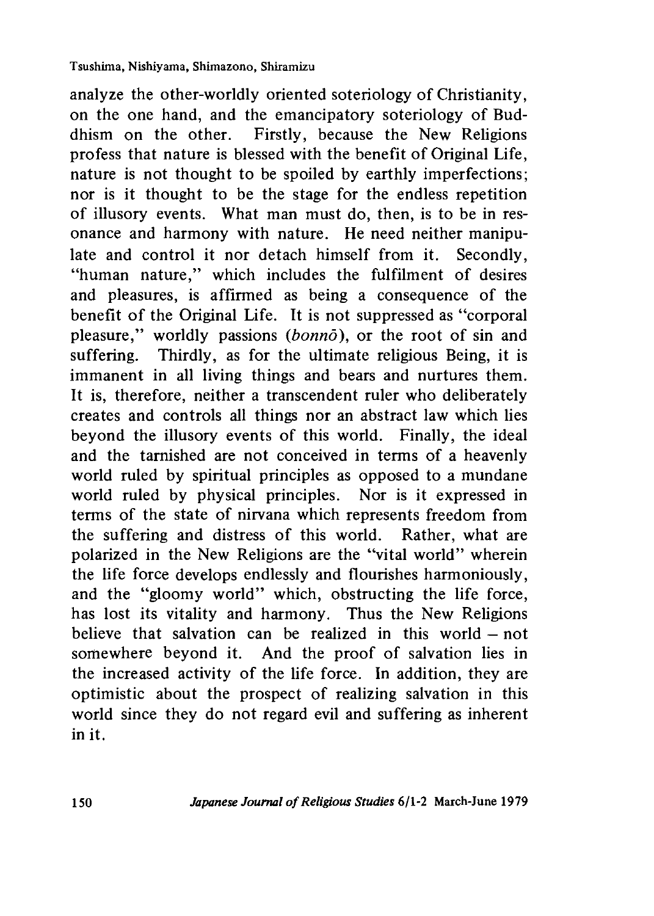analyze the other-worldly oriented soteriology of Christianity, on the one hand, and the emancipatory soteriology of Buddhism on the other. Firstly, because the New Religions profess that nature is blessed with the benefit of Original Life, nature is not thought to be spoiled by earthly imperfections; nor is it thought to be the stage for the endless repetition of illusory events. What man must do, then, is to be in resonance and harmony with nature. He need neither manipulate and control it nor detach himself from it. Secondly, "human nature," which includes the fulfilment of desires and pleasures, is affirmed as being a consequence of the benefit of the Original Life. It is not suppressed as "corporal pleasure," worldly passions (*bonnō*), or the root of sin and suffering. Thirdly, as for the ultimate religious Being, it is immanent in all living things and bears and nurtures them. It is, therefore, neither a transcendent ruler who deliberately creates and controls all things nor an abstract law which lies beyond the illusory events of this world. Finally, the ideal and the tarnished are not conceived in terms of a heavenly world ruled by spiritual principles as opposed to a mundane world ruled by physical principles. Nor is it expressed in terms of the state of nirvana which represents freedom from the suffering and distress of this world. Rather, what are polarized in the New Religions are the "vital world" wherein the life force develops endlessly and flourishes harmoniously, and the "gloomy world" which, obstructing the life force, has lost its vitality and harmony. Thus the New Religions believe that salvation can be realized in this world – not somewhere beyond it. And the proof of salvation lies in the increased activity of the life force. In addition, they are optimistic about the prospect of realizing salvation in this world since they do not regard evil and suffering as inherent in it.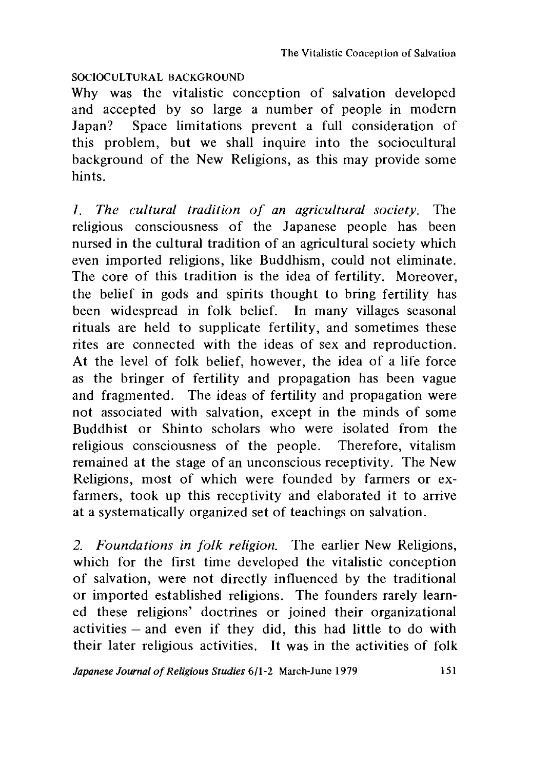## SOCIOCULTURAL BACKGROUND

Why was the vitalistic conception of salvation developed and accepted by so large a number of people in modern Japan? Space limitations prevent a full consideration of this problem, but we shall inquire into the sociocultural background of the New Religions, as this may provide some hints.

*1. The cultural tradition of an agricultural society.* The religious consciousness of the Japanese people has been nursed in the cultural tradition of an agricultural society which even imported religions, like Buddhism, could not eliminate. The core of this tradition is the idea of fertility. Moreover, the belief in gods and spirits thought to bring fertility has been widespread in folk belief. In many villages seasonal rituals are held to supplicate fertility, and sometimes these rites are connected with the ideas of sex and reproduction. At the level of folk belief, however, the idea of a life force as the bringer of fertility and propagation has been vague and fragmented. The ideas of fertility and propagation were not associated with salvation, except in the minds of some Buddhist or Shinto scholars who were isolated from the religious consciousness of the people. Therefore, vitalism remained at the stage of an unconscious receptivity. The New Religions, most of which were founded by farmers or ex-farmers, took up this receptivity and elaborated it to arrive at a systematically organized set of teachings on salvation.

*2. Foundations in folk religion.* The earlier New Religions, which for the first time developed the vitalistic conception of salvation, were not directly influenced by the traditional or imported established religions. The founders rarely learned these religions' doctrines or joined their organizational activities – and even if they did, this had little to do with their later religious activities. It was in the activities of folk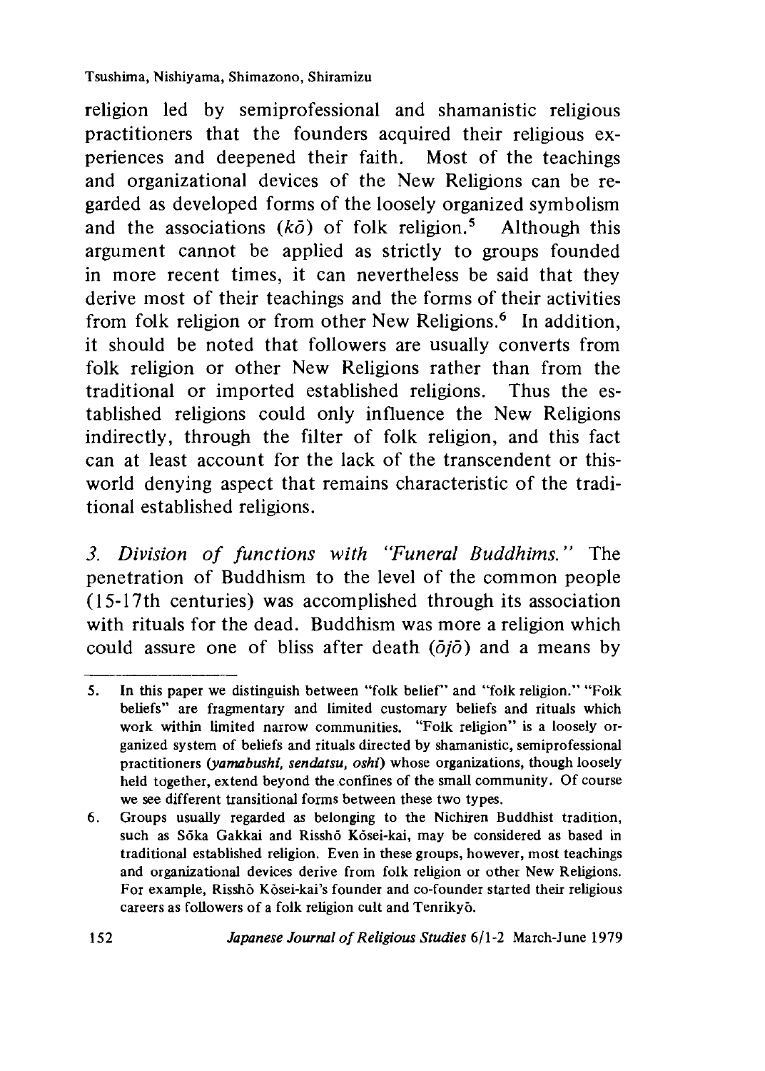religion led by semiprofessional and shamanistic religious practitioners that the founders acquired their religious experiences and deepened their faith. Most of the teachings and organizational devices of the New Religions can be regarded as developed forms of the loosely organized symbolism and the associations (*kō*) of folk religion.[5] Although this argument cannot be applied as strictly to groups founded in more recent times, it can nevertheless be said that they derive most of their teachings and the forms of their activities from folk religion or from other New Religions.[6] In addition, it should be noted that followers are usually converts from folk religion or other New Religions rather than from the traditional or imported established religions. Thus the established religions could only influence the New Religions indirectly, through the filter of folk religion, and this fact can at least account for the lack of the transcendent or this-world denying aspect that remains characteristic of the traditional established religions.

*3. Division of functions with "Funeral Buddhims."* The penetration of Buddhism to the level of the common people (15-17th centuries) was accomplished through its association with rituals for the dead. Buddhism was more a religion which could assure one of bliss after death (*ōjō*) and a means by

---

5. In this paper we distinguish between "folk belief" and "folk religion." "Folk beliefs" are fragmentary and limited customary beliefs and rituals which work within limited narrow communities. "Folk religion" is a loosely organized system of beliefs and rituals directed by shamanistic, semiprofessional practitioners (*yamabushi, sendatsu, oshi*) whose organizations, though loosely held together, extend beyond the confines of the small community. Of course we see different transitional forms between these two types.

6. Groups usually regarded as belonging to the Nichiren Buddhist tradition, such as Sōka Gakkai and Risshō Kōsei-kai, may be considered as based in traditional established religion. Even in these groups, however, most teachings and organizational devices derive from folk religion or other New Religions. For example, Risshō Kōsei-kai's founder and co-founder started their religious careers as followers of a folk religion cult and Tenrikyō.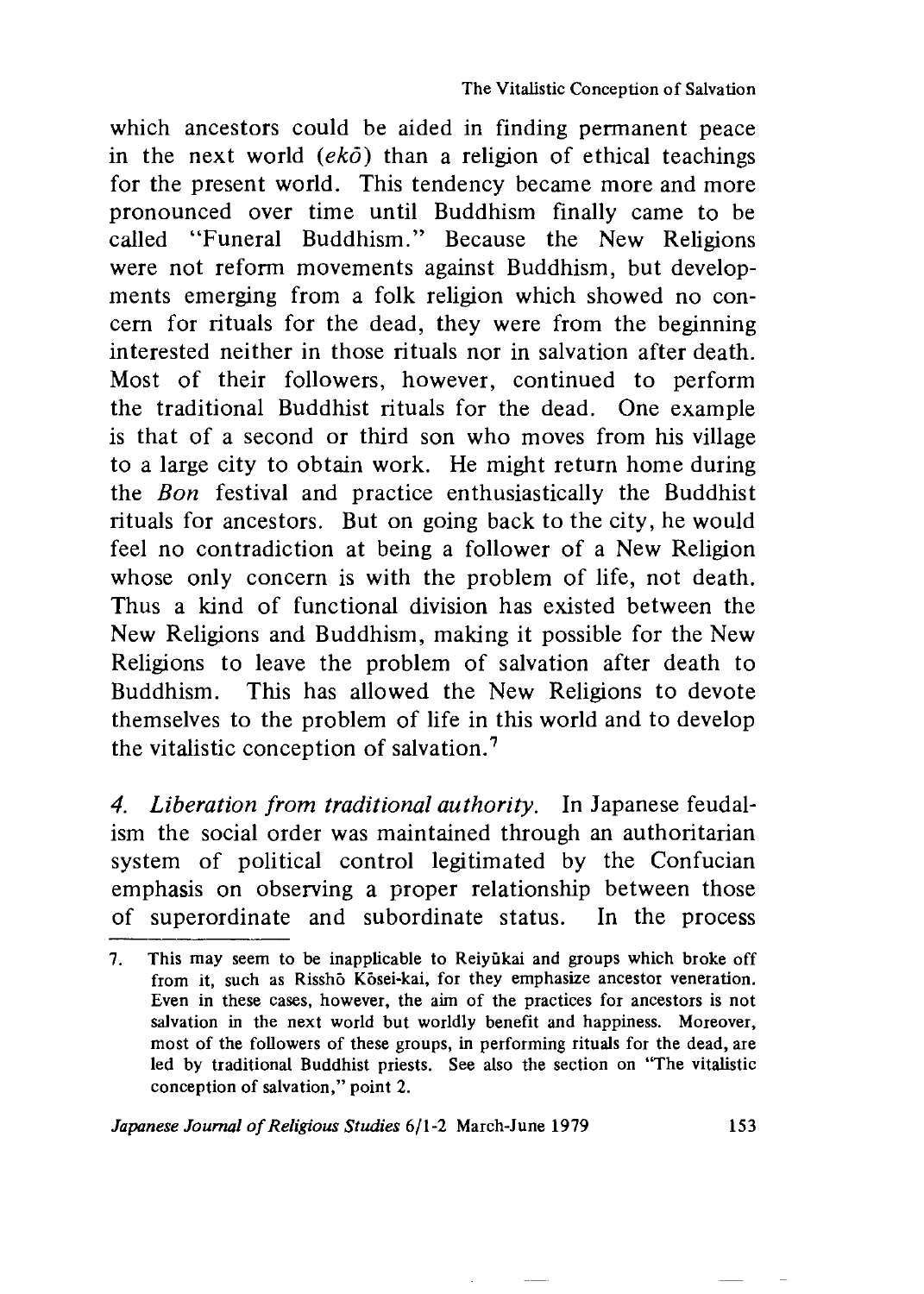which ancestors could be aided in finding permanent peace in the next world (*ekō*) than a religion of ethical teachings for the present world. This tendency became more and more pronounced over time until Buddhism finally came to be called "Funeral Buddhism." Because the New Religions were not reform movements against Buddhism, but developments emerging from a folk religion which showed no concern for rituals for the dead, they were from the beginning interested neither in those rituals nor in salvation after death. Most of their followers, however, continued to perform the traditional Buddhist rituals for the dead. One example is that of a second or third son who moves from his village to a large city to obtain work. He might return home during the *Bon* festival and practice enthusiastically the Buddhist rituals for ancestors. But on going back to the city, he would feel no contradiction at being a follower of a New Religion whose only concern is with the problem of life, not death. Thus a kind of functional division has existed between the New Religions and Buddhism, making it possible for the New Religions to leave the problem of salvation after death to Buddhism. This has allowed the New Religions to devote themselves to the problem of life in this world and to develop the vitalistic conception of salvation.[7]

*4. Liberation from traditional authority.* In Japanese feudalism the social order was maintained through an authoritarian system of political control legitimated by the Confucian emphasis on observing a proper relationship between those of superordinate and subordinate status. In the process

---

7. This may seem to be inapplicable to Reiyūkai and groups which broke off from it, such as Risshō Kōsei-kai, for they emphasize ancestor veneration. Even in these cases, however, the aim of the practices for ancestors is not salvation in the next world but worldly benefit and happiness. Moreover, most of the followers of these groups, in performing rituals for the dead, are led by traditional Buddhist priests. See also the section on "The vitalistic conception of salvation," point 2.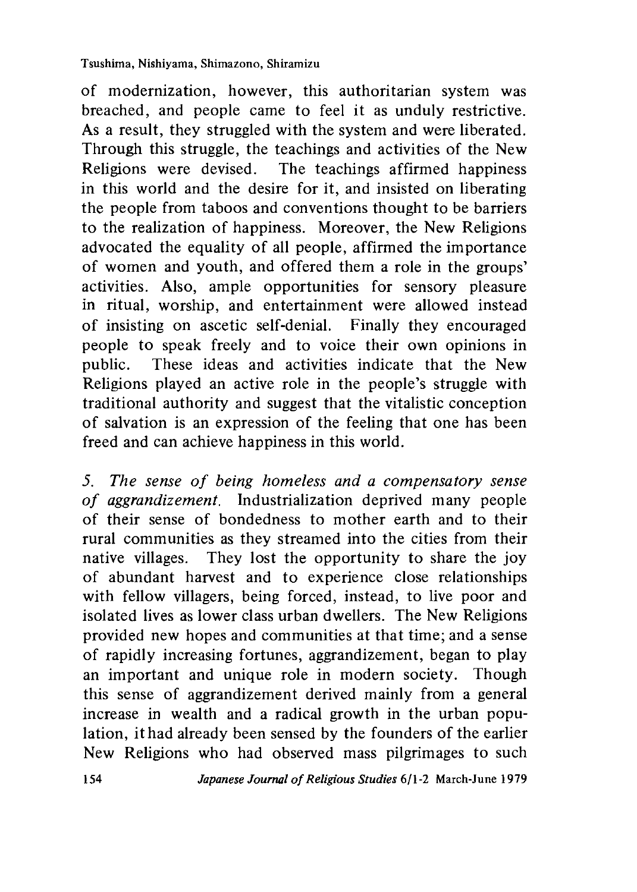of modernization, however, this authoritarian system was breached, and people came to feel it as unduly restrictive. As a result, they struggled with the system and were liberated. Through this struggle, the teachings and activities of the New Religions were devised. The teachings affirmed happiness in this world and the desire for it, and insisted on liberating the people from taboos and conventions thought to be barriers to the realization of happiness. Moreover, the New Religions advocated the equality of all people, affirmed the importance of women and youth, and offered them a role in the groups' activities. Also, ample opportunities for sensory pleasure in ritual, worship, and entertainment were allowed instead of insisting on ascetic self-denial. Finally they encouraged people to speak freely and to voice their own opinions in public. These ideas and activities indicate that the New Religions played an active role in the people's struggle with traditional authority and suggest that the vitalistic conception of salvation is an expression of the feeling that one has been freed and can achieve happiness in this world.

*5. The sense of being homeless and a compensatory sense of aggrandizement.* Industrialization deprived many people of their sense of bondedness to mother earth and to their rural communities as they streamed into the cities from their native villages. They lost the opportunity to share the joy of abundant harvest and to experience close relationships with fellow villagers, being forced, instead, to live poor and isolated lives as lower class urban dwellers. The New Religions provided new hopes and communities at that time; and a sense of rapidly increasing fortunes, aggrandizement, began to play an important and unique role in modern society. Though this sense of aggrandizement derived mainly from a general increase in wealth and a radical growth in the urban population, it had already been sensed by the founders of the earlier New Religions who had observed mass pilgrimages to such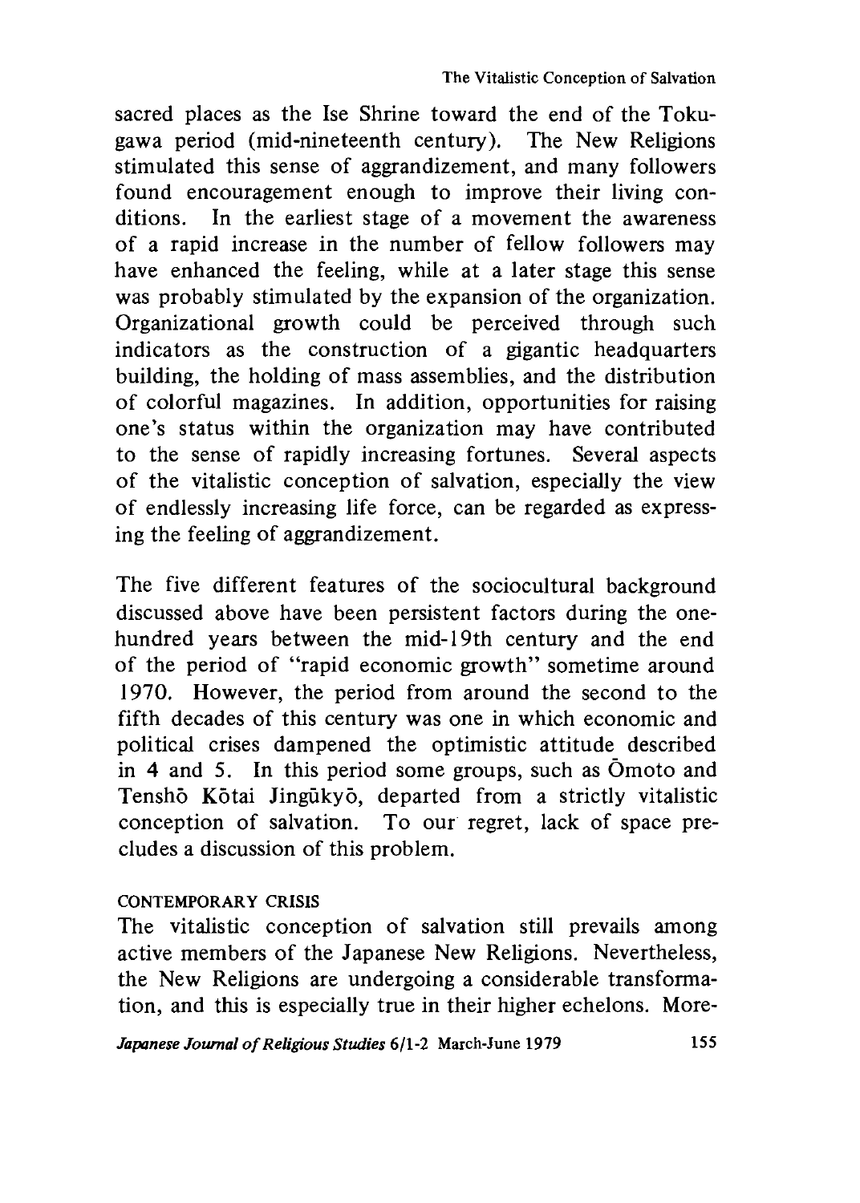sacred places as the Ise Shrine toward the end of the Tokugawa period (mid-nineteenth century). The New Religions stimulated this sense of aggrandizement, and many followers found encouragement enough to improve their living conditions. In the earliest stage of a movement the awareness of a rapid increase in the number of fellow followers may have enhanced the feeling, while at a later stage this sense was probably stimulated by the expansion of the organization. Organizational growth could be perceived through such indicators as the construction of a gigantic headquarters building, the holding of mass assemblies, and the distribution of colorful magazines. In addition, opportunities for raising one's status within the organization may have contributed to the sense of rapidly increasing fortunes. Several aspects of the vitalistic conception of salvation, especially the view of endlessly increasing life force, can be regarded as expressing the feeling of aggrandizement.

The five different features of the sociocultural background discussed above have been persistent factors during the one-hundred years between the mid-19th century and the end of the period of "rapid economic growth" sometime around 1970. However, the period from around the second to the fifth decades of this century was one in which economic and political crises dampened the optimistic attitude described in 4 and 5. In this period some groups, such as Ōmoto and Tenshō Kōtai Jingūkyō, departed from a strictly vitalistic conception of salvation. To our regret, lack of space precludes a discussion of this problem.

### CONTEMPORARY CRISIS

The vitalistic conception of salvation still prevails among active members of the Japanese New Religions. Nevertheless, the New Religions are undergoing a considerable transformation, and this is especially true in their higher echelons. More-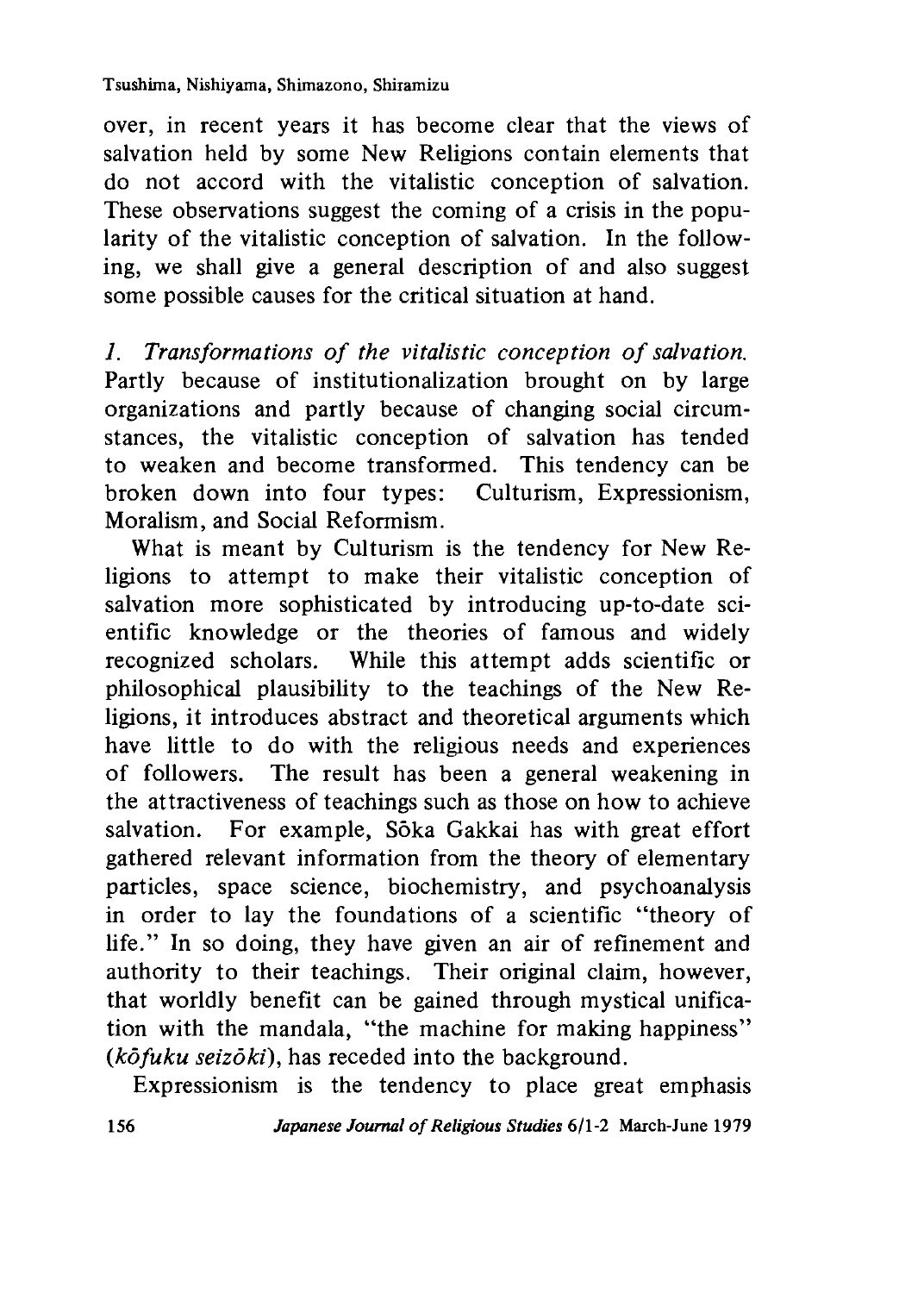over, in recent years it has become clear that the views of salvation held by some New Religions contain elements that do not accord with the vitalistic conception of salvation. These observations suggest the coming of a crisis in the popularity of the vitalistic conception of salvation. In the following, we shall give a general description of and also suggest some possible causes for the critical situation at hand.

*1. Transformations of the vitalistic conception of salvation.* Partly because of institutionalization brought on by large organizations and partly because of changing social circumstances, the vitalistic conception of salvation has tended to weaken and become transformed. This tendency can be broken down into four types: Culturism, Expressionism, Moralism, and Social Reformism.

What is meant by Culturism is the tendency for New Religions to attempt to make their vitalistic conception of salvation more sophisticated by introducing up-to-date scientific knowledge or the theories of famous and widely recognized scholars. While this attempt adds scientific or philosophical plausibility to the teachings of the New Religions, it introduces abstract and theoretical arguments which have little to do with the religious needs and experiences of followers. The result has been a general weakening in the attractiveness of teachings such as those on how to achieve salvation. For example, Sōka Gakkai has with great effort gathered relevant information from the theory of elementary particles, space science, biochemistry, and psychoanalysis in order to lay the foundations of a scientific "theory of life." In so doing, they have given an air of refinement and authority to their teachings. Their original claim, however, that worldly benefit can be gained through mystical unification with the mandala, "the machine for making happiness" (*kōfuku seizōki*), has receded into the background.

Expressionism is the tendency to place great emphasis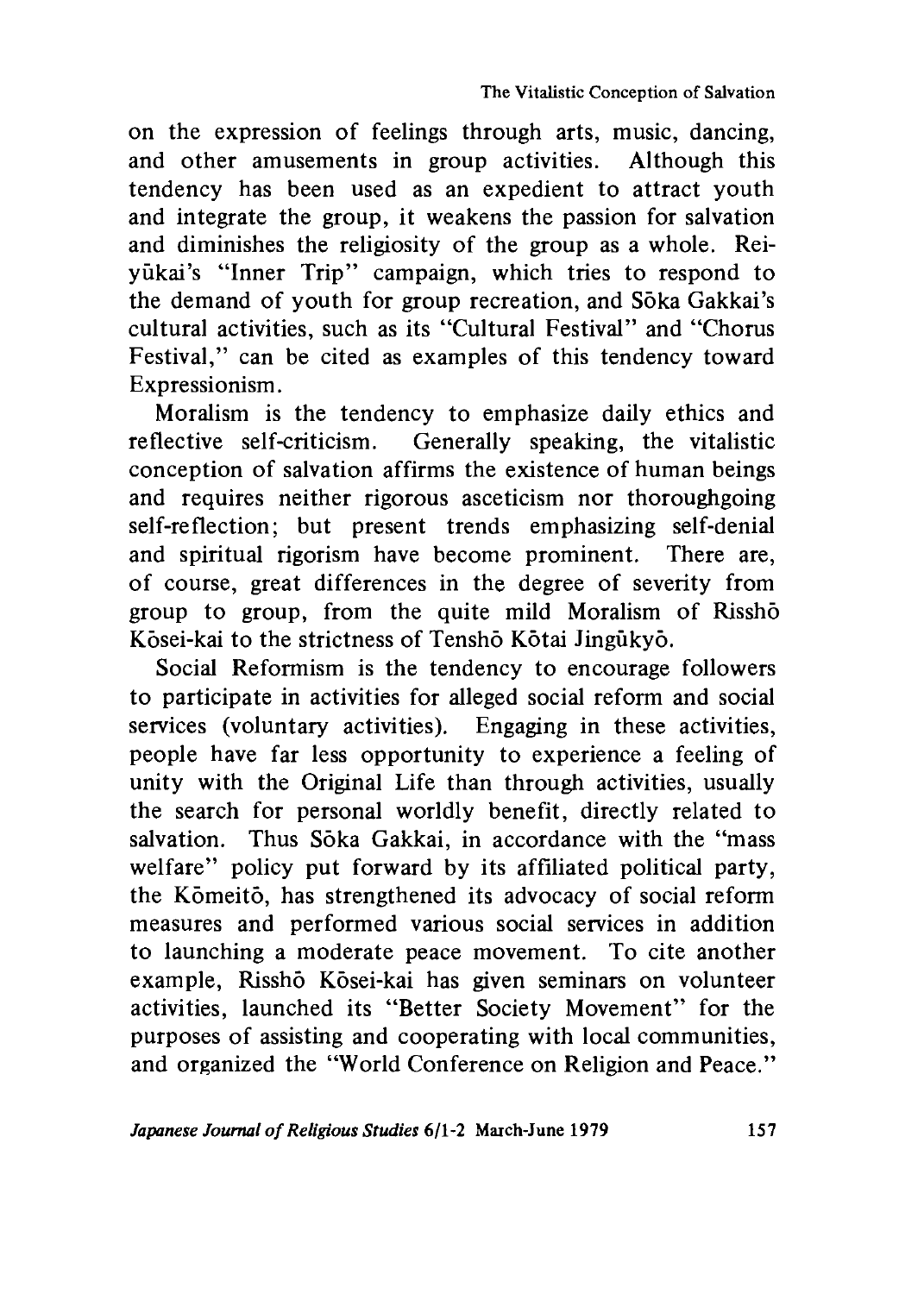on the expression of feelings through arts, music, dancing, and other amusements in group activities. Although this tendency has been used as an expedient to attract youth and integrate the group, it weakens the passion for salvation and diminishes the religiosity of the group as a whole. Reiyūkai's "Inner Trip" campaign, which tries to respond to the demand of youth for group recreation, and Sōka Gakkai's cultural activities, such as its "Cultural Festival" and "Chorus Festival," can be cited as examples of this tendency toward Expressionism.

Moralism is the tendency to emphasize daily ethics and reflective self-criticism. Generally speaking, the vitalistic conception of salvation affirms the existence of human beings and requires neither rigorous asceticism nor thoroughgoing self-reflection; but present trends emphasizing self-denial and spiritual rigorism have become prominent. There are, of course, great differences in the degree of severity from group to group, from the quite mild Moralism of Risshō Kōsei-kai to the strictness of Tenshō Kōtai Jingūkyō.

Social Reformism is the tendency to encourage followers to participate in activities for alleged social reform and social services (voluntary activities). Engaging in these activities, people have far less opportunity to experience a feeling of unity with the Original Life than through activities, usually the search for personal worldly benefit, directly related to salvation. Thus Sōka Gakkai, in accordance with the "mass welfare" policy put forward by its affiliated political party, the Kōmeitō, has strengthened its advocacy of social reform measures and performed various social services in addition to launching a moderate peace movement. To cite another example, Risshō Kōsei-kai has given seminars on volunteer activities, launched its "Better Society Movement" for the purposes of assisting and cooperating with local communities, and organized the "World Conference on Religion and Peace."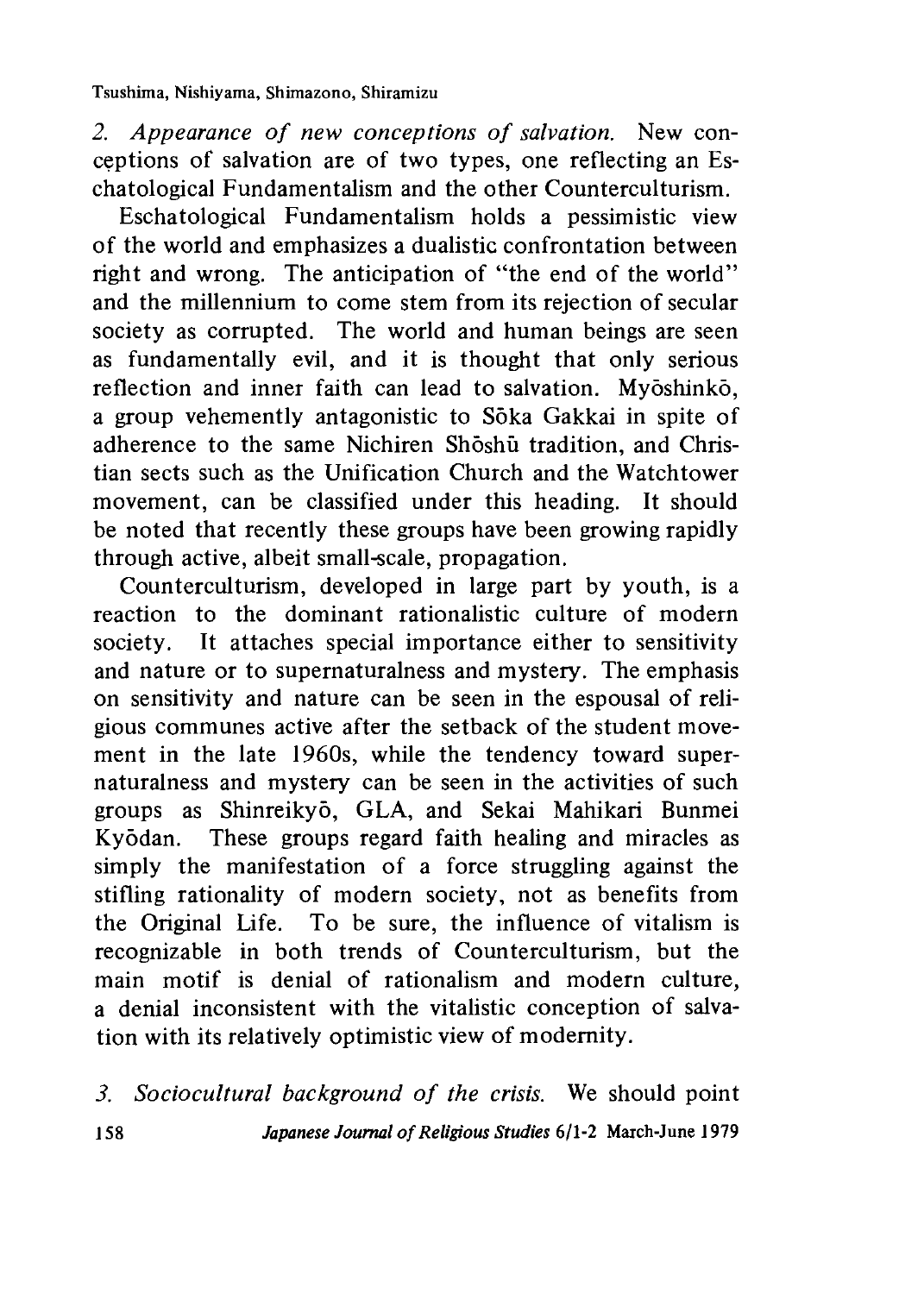*2. Appearance of new conceptions of salvation.* New conceptions of salvation are of two types, one reflecting an Eschatological Fundamentalism and the other Counterculturism.

Eschatological Fundamentalism holds a pessimistic view of the world and emphasizes a dualistic confrontation between right and wrong. The anticipation of "the end of the world" and the millennium to come stem from its rejection of secular society as corrupted. The world and human beings are seen as fundamentally evil, and it is thought that only serious reflection and inner faith can lead to salvation. Myōshinkō, a group vehemently antagonistic to Sōka Gakkai in spite of adherence to the same Nichiren Shōshū tradition, and Christian sects such as the Unification Church and the Watchtower movement, can be classified under this heading. It should be noted that recently these groups have been growing rapidly through active, albeit small-scale, propagation.

Counterculturism, developed in large part by youth, is a reaction to the dominant rationalistic culture of modern society. It attaches special importance either to sensitivity and nature or to supernaturalness and mystery. The emphasis on sensitivity and nature can be seen in the espousal of religious communes active after the setback of the student movement in the late 1960s, while the tendency toward supernaturalness and mystery can be seen in the activities of such groups as Shinreikyō, GLA, and Sekai Mahikari Bunmei Kyōdan. These groups regard faith healing and miracles as simply the manifestation of a force struggling against the stifling rationality of modern society, not as benefits from the Original Life. To be sure, the influence of vitalism is recognizable in both trends of Counterculturism, but the main motif is denial of rationalism and modern culture, a denial inconsistent with the vitalistic conception of salvation with its relatively optimistic view of modernity.

*3. Sociocultural background of the crisis.* We should point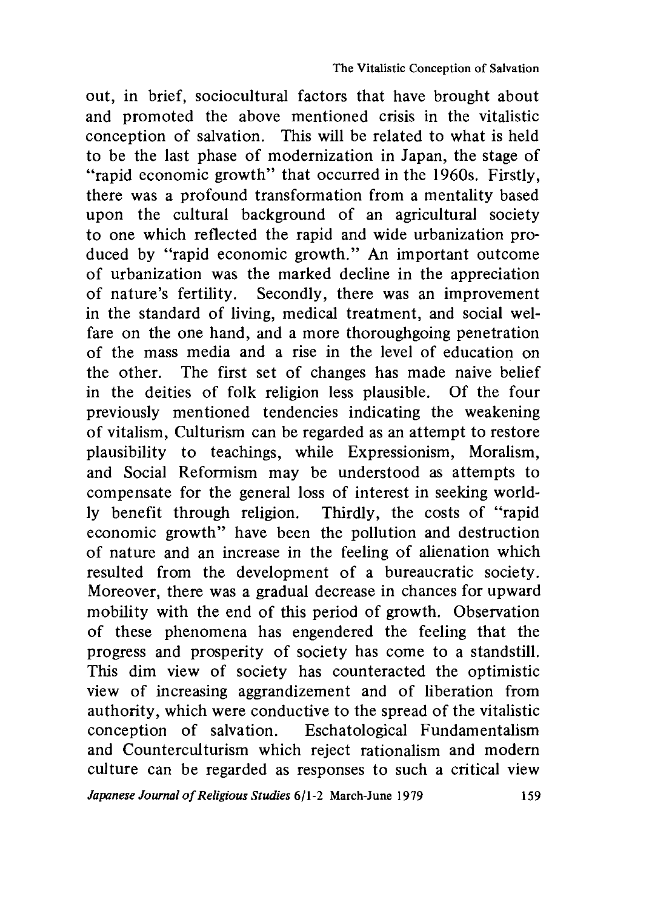out, in brief, sociocultural factors that have brought about and promoted the above mentioned crisis in the vitalistic conception of salvation. This will be related to what is held to be the last phase of modernization in Japan, the stage of "rapid economic growth" that occurred in the 1960s. Firstly, there was a profound transformation from a mentality based upon the cultural background of an agricultural society to one which reflected the rapid and wide urbanization produced by "rapid economic growth." An important outcome of urbanization was the marked decline in the appreciation of nature's fertility. Secondly, there was an improvement in the standard of living, medical treatment, and social welfare on the one hand, and a more thoroughgoing penetration of the mass media and a rise in the level of education on the other. The first set of changes has made naive belief in the deities of folk religion less plausible. Of the four previously mentioned tendencies indicating the weakening of vitalism, Culturism can be regarded as an attempt to restore plausibility to teachings, while Expressionism, Moralism, and Social Reformism may be understood as attempts to compensate for the general loss of interest in seeking worldly benefit through religion. Thirdly, the costs of "rapid economic growth" have been the pollution and destruction of nature and an increase in the feeling of alienation which resulted from the development of a bureaucratic society. Moreover, there was a gradual decrease in chances for upward mobility with the end of this period of growth. Observation of these phenomena has engendered the feeling that the progress and prosperity of society has come to a standstill. This dim view of society has counteracted the optimistic view of increasing aggrandizement and of liberation from authority, which were conductive to the spread of the vitalistic conception of salvation. Eschatological Fundamentalism and Counterculturism which reject rationalism and modern culture can be regarded as responses to such a critical view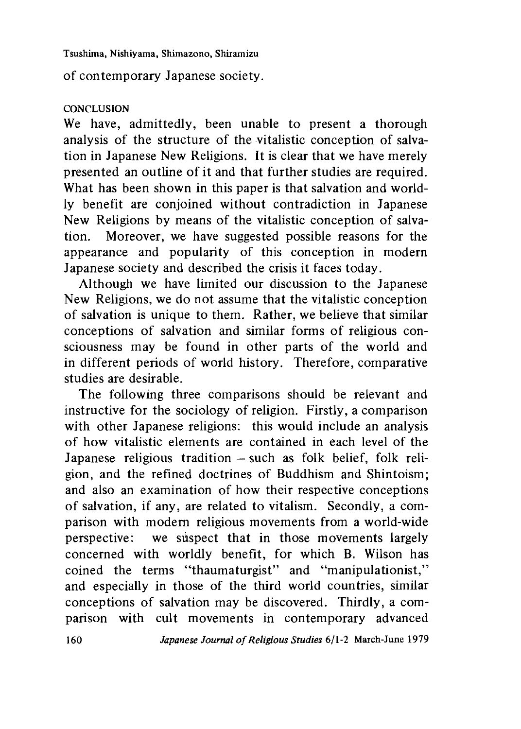of contemporary Japanese society.

## CONCLUSION

We have, admittedly, been unable to present a thorough analysis of the structure of the vitalistic conception of salvation in Japanese New Religions. It is clear that we have merely presented an outline of it and that further studies are required. What has been shown in this paper is that salvation and worldly benefit are conjoined without contradiction in Japanese New Religions by means of the vitalistic conception of salvation. Moreover, we have suggested possible reasons for the appearance and popularity of this conception in modern Japanese society and described the crisis it faces today.

Although we have limited our discussion to the Japanese New Religions, we do not assume that the vitalistic conception of salvation is unique to them. Rather, we believe that similar conceptions of salvation and similar forms of religious consciousness may be found in other parts of the world and in different periods of world history. Therefore, comparative studies are desirable.

The following three comparisons should be relevant and instructive for the sociology of religion. Firstly, a comparison with other Japanese religions: this would include an analysis of how vitalistic elements are contained in each level of the Japanese religious tradition – such as folk belief, folk religion, and the refined doctrines of Buddhism and Shintoism; and also an examination of how their respective conceptions of salvation, if any, are related to vitalism. Secondly, a comparison with modern religious movements from a world-wide perspective: we suspect that in those movements largely concerned with worldly benefit, for which B. Wilson has coined the terms "thaumaturgist" and "manipulationist," and especially in those of the third world countries, similar conceptions of salvation may be discovered. Thirdly, a comparison with cult movements in contemporary advanced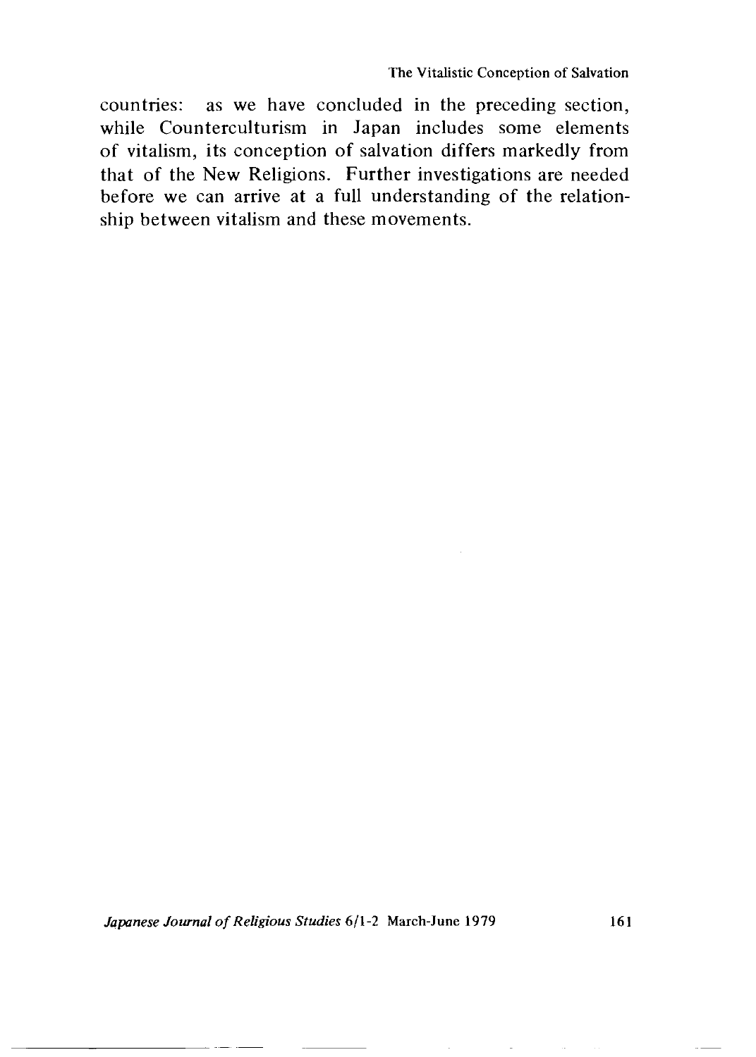countries: as we have concluded in the preceding section, while Counterculturism in Japan includes some elements of vitalism, its conception of salvation differs markedly from that of the New Religions. Further investigations are needed before we can arrive at a full understanding of the relationship between vitalism and these movements.